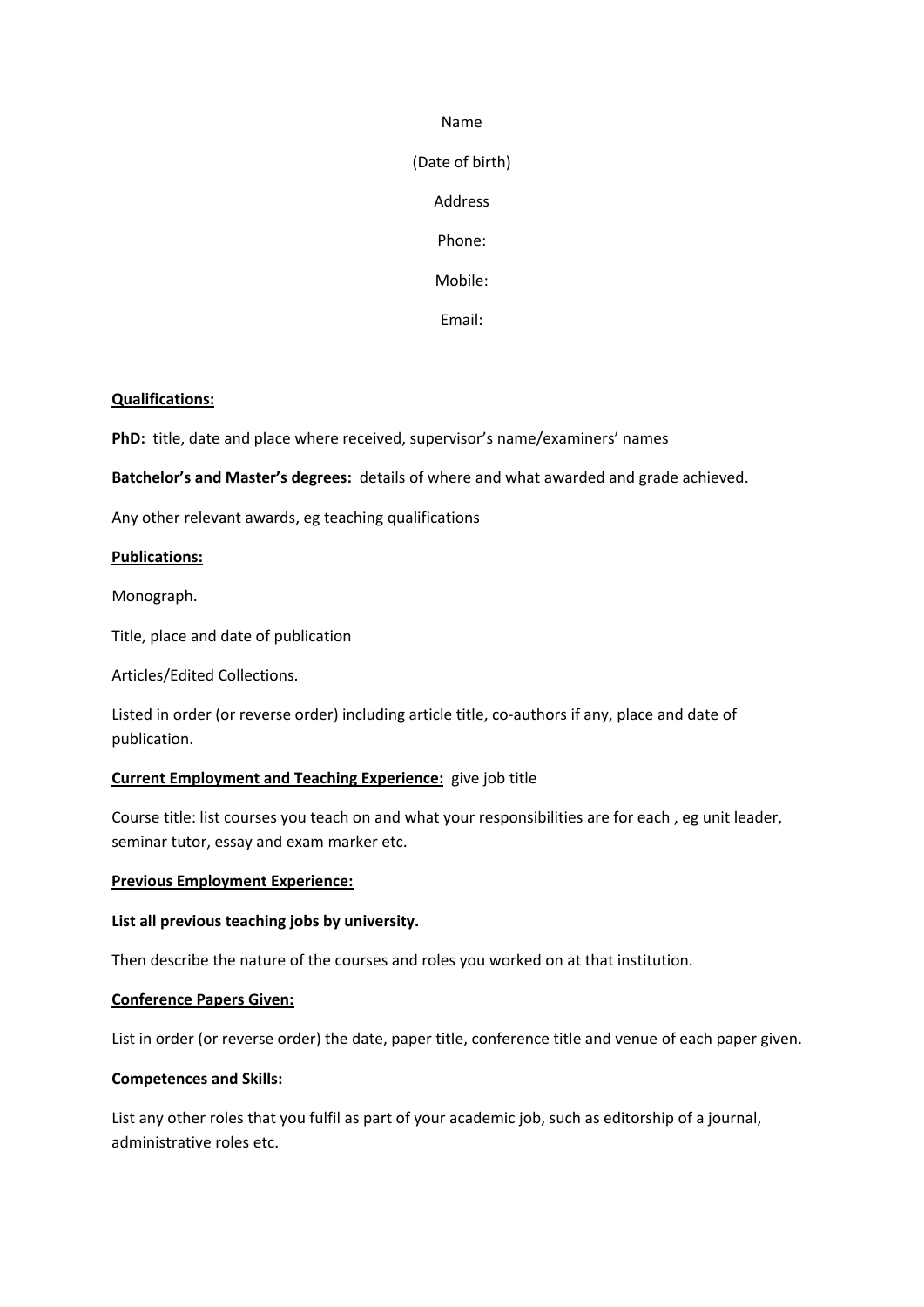Name

(Date of birth)

Address

Phone:

Mobile:

Email:

**<u>Qualifications:</u>**

**PhD:** title, date and place where received, supervisor's name/examiners' names

**Batchelor's and Master's degrees:** details of where and what awarded and grade achieved.

Any other relevant awards, eg teaching qualifications

**<u>Publications:</u>**

Monograph.

Title, place and date of publication

Articles/Edited Collections.

Listed in order (or reverse order) including article title, co-authors if any, place and date of publication.

**<u>Current Employment and Teaching Experience:</u>** give job title

Course title: list courses you teach on and what your responsibilities are for each , eg unit leader, seminar tutor, essay and exam marker etc.

**<u>Previous Employment Experience:</u>**

**List all previous teaching jobs by university.**

Then describe the nature of the courses and roles you worked on at that institution.

**<u>Conference Papers Given:</u>**

List in order (or reverse order) the date, paper title, conference title and venue of each paper given.

**Competences and Skills:**

List any other roles that you fulfil as part of your academic job, such as editorship of a journal, administrative roles etc.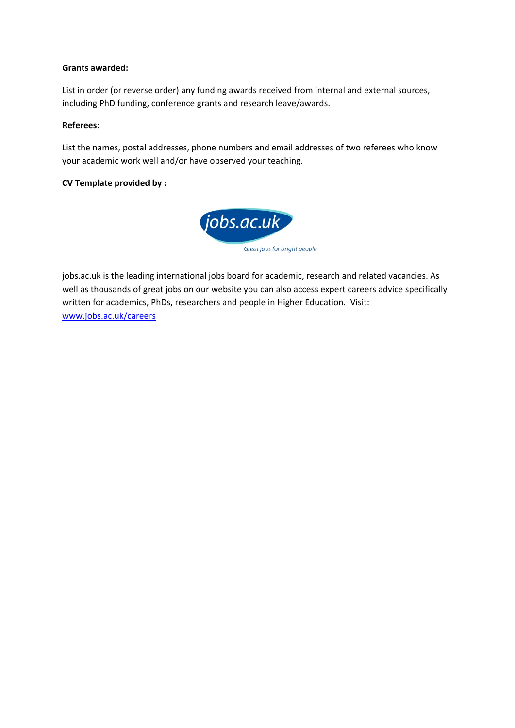**Grants awarded:**

List in order (or reverse order) any funding awards received from internal and external sources, including PhD funding, conference grants and research leave/awards.

**Referees:**

List the names, postal addresses, phone numbers and email addresses of two referees who know your academic work well and/or have observed your teaching.

**CV Template provided by :**

jobs.ac.uk

*Great jobs for bright people*

jobs.ac.uk is the leading international jobs board for academic, research and related vacancies. As well as thousands of great jobs on our website you can also access expert careers advice specifically written for academics, PhDs, researchers and people in Higher Education. Visit: [www.jobs.ac.uk/careers](http://www.jobs.ac.uk/careers)